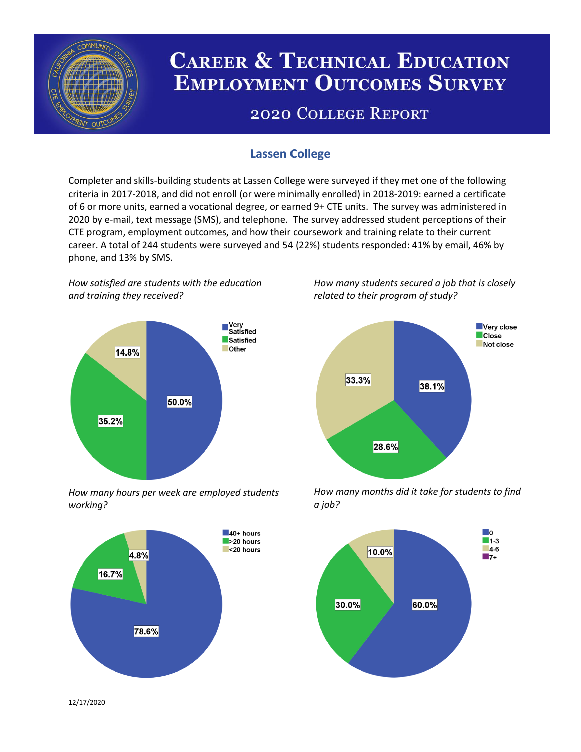# Career & Technical Education Employment Outcomes Survey

## 2020 College Report

### Lassen College

Completer and skills-building students at Lassen College were surveyed if they met one of the following criteria in 2017-2018, and did not enroll (or were minimally enrolled) in 2018-2019: earned a certificate of 6 or more units, earned a vocational degree, or earned 9+ CTE units. The survey was administered in 2020 by e-mail, text message (SMS), and telephone. The survey addressed student perceptions of their CTE program, employment outcomes, and how their coursework and training relate to their current career. A total of 244 students were surveyed and 54 (22%) students responded: 41% by email, 46% by phone, and 13% by SMS.

*How satisfied are students with the education and training they received?*

| Response | Percent |
|---|---|
| Very Satisfied | 50.0% |
| Satisfied | 35.2% |
| Other | 14.8% |

*How many students secured a job that is closely related to their program of study?*

| Response | Percent |
|---|---|
| Very close | 38.1% |
| Close | 28.6% |
| Not close | 33.3% |

*How many hours per week are employed students working?*

| Response | Percent |
|---|---|
| 40+ hours | 78.6% |
| >20 hours | 16.7% |
| <20 hours | 4.8% |

*How many months did it take for students to find a job?*

| Response | Percent |
|---|---|
| 0 | 60.0% |
| 1-3 | 30.0% |
| 4-6 | 10.0% |
| 7+ | |

12/17/2020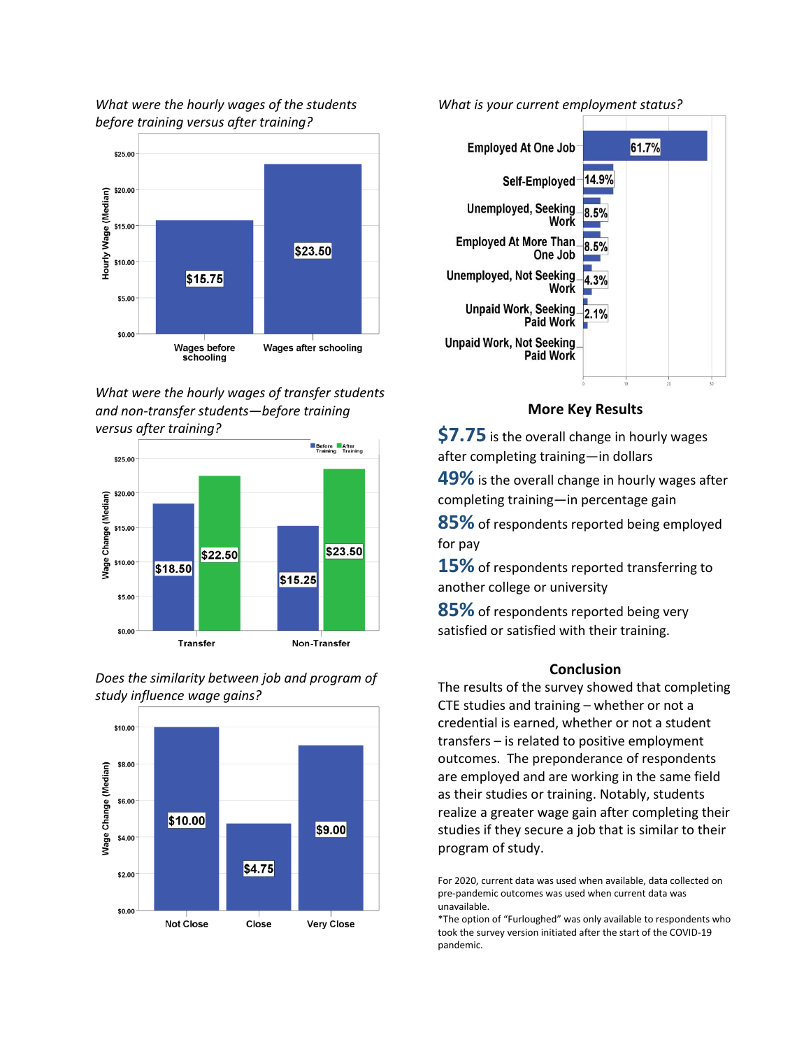*What were the hourly wages of the students before training versus after training?*

Hourly Wage (Median)

$25.00
$20.00
$15.00
$10.00
$5.00
$0.00

$15.75
$23.50

Wages before schooling
Wages after schooling

*What were the hourly wages of transfer students and non-transfer students—before training versus after training?*

Before Training
After Training

Wage Change (Median)

$25.00
$20.00
$15.00
$10.00
$5.00
$0.00

$18.50
$22.50
$15.25
$23.50

Transfer
Non-Transfer

*Does the similarity between job and program of study influence wage gains?*

Wage Change (Median)

$10.00
$8.00
$6.00
$4.00
$2.00
$0.00

$10.00
$4.75
$9.00

Not Close
Close
Very Close

*What is your current employment status?*

Employed At One Job 61.7%
Self-Employed 14.9%
Unemployed, Seeking Work 8.5%
Employed At More Than One Job 8.5%
Unemployed, Not Seeking Work 4.3%
Unpaid Work, Seeking Paid Work 2.1%
Unpaid Work, Not Seeking Paid Work

0
10
20
30

## More Key Results

**$7.75** is the overall change in hourly wages after completing training—in dollars

**49%** is the overall change in hourly wages after completing training—in percentage gain

**85%** of respondents reported being employed for pay

**15%** of respondents reported transferring to another college or university

**85%** of respondents reported being very satisfied or satisfied with their training.

## Conclusion

The results of the survey showed that completing CTE studies and training – whether or not a credential is earned, whether or not a student transfers – is related to positive employment outcomes. The preponderance of respondents are employed and are working in the same field as their studies or training. Notably, students realize a greater wage gain after completing their studies if they secure a job that is similar to their program of study.

For 2020, current data was used when available, data collected on pre-pandemic outcomes was used when current data was unavailable.

*The option of "Furloughed" was only available to respondents who took the survey version initiated after the start of the COVID-19 pandemic.